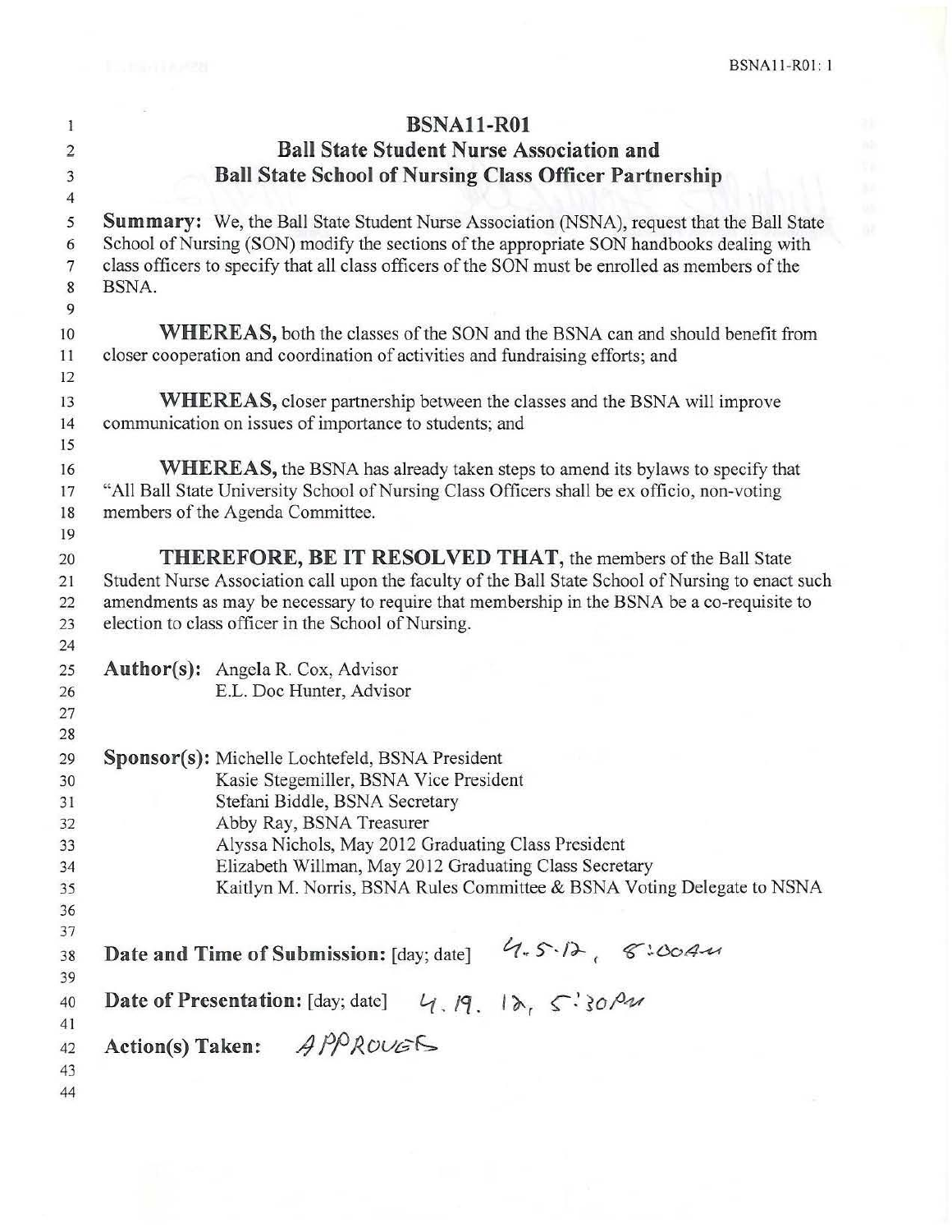# BSNA11-R01

## Ball State Student Nurse Association and Ball State School of Nursing Class Officer Partnership

**Summary:** We, the Ball State Student Nurse Association (NSNA), request that the Ball State School of Nursing (SON) modify the sections of the appropriate SON handbooks dealing with class officers to specify that all class officers of the SON must be enrolled as members of the BSNA.

**WHEREAS,** both the classes of the SON and the BSNA can and should benefit from closer cooperation and coordination of activities and fundraising efforts; and

**WHEREAS,** closer partnership between the classes and the BSNA will improve communication on issues of importance to students; and

**WHEREAS,** the BSNA has already taken steps to amend its bylaws to specify that "All Ball State University School of Nursing Class Officers shall be ex officio, non-voting members of the Agenda Committee.

**THEREFORE, BE IT RESOLVED THAT,** the members of the Ball State Student Nurse Association call upon the faculty of the Ball State School of Nursing to enact such amendments as may be necessary to require that membership in the BSNA be a co-requisite to election to class officer in the School of Nursing.

**Author(s):** Angela R. Cox, Advisor
E.L. Doc Hunter, Advisor

**Sponsor(s):** Michelle Lochtefeld, BSNA President
Kasie Stegemiller, BSNA Vice President
Stefani Biddle, BSNA Secretary
Abby Ray, BSNA Treasurer
Alyssa Nichols, May 2012 Graduating Class President
Elizabeth Willman, May 2012 Graduating Class Secretary
Kaitlyn M. Norris, BSNA Rules Committee & BSNA Voting Delegate to NSNA

**Date and Time of Submission:** [day; date] 4.5.12, 8:00AM

**Date of Presentation:** [day; date] 4.19.12, 5:30PM

**Action(s) Taken:** APPROVED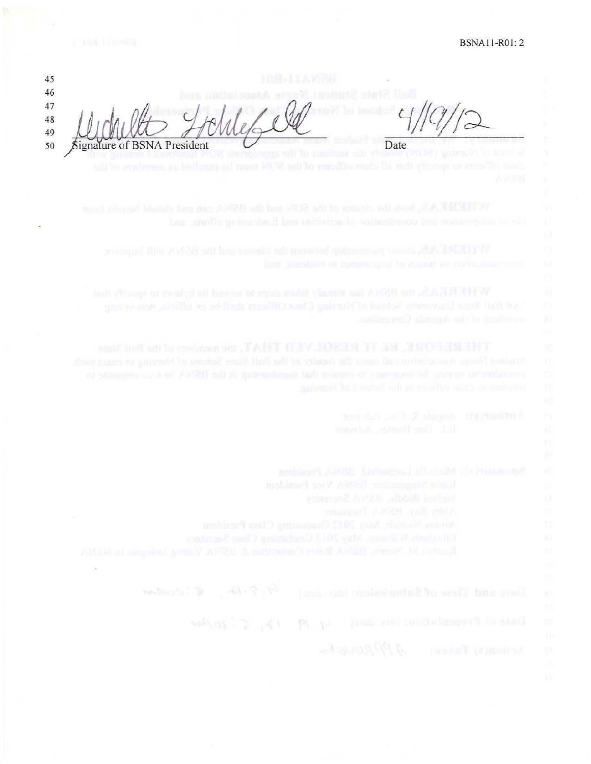4/19/12

Signature of BSNA President                                        Date